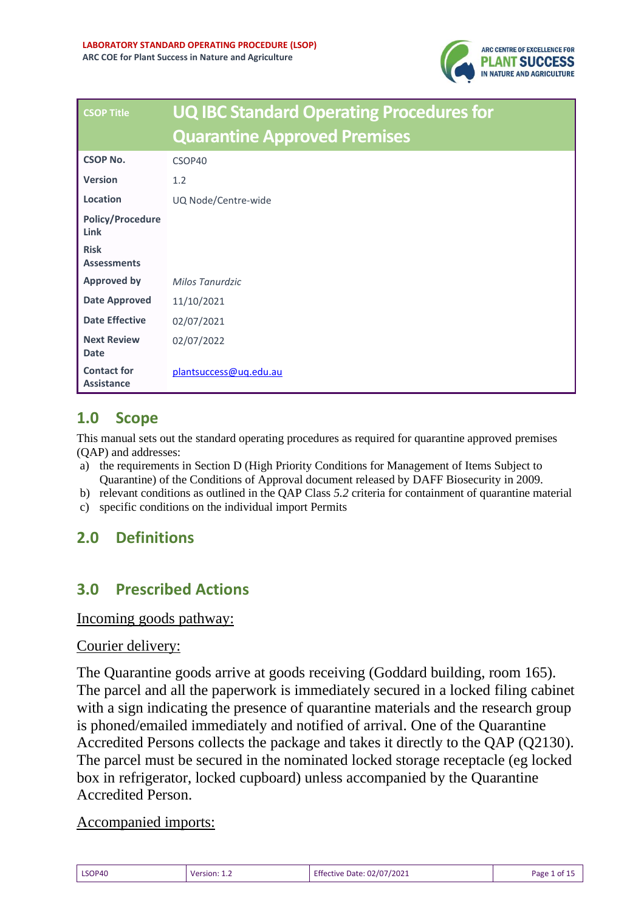LABORATORY STANDARD OPERATING PROCEDURE (LSOP)
ARC COE for Plant Success in Nature and Agriculture

| CSOP Title | UQ IBC Standard Operating Procedures for Quarantine Approved Premises |
|---|---|
| CSOP No. | CSOP40 |
| Version | 1.2 |
| Location | UQ Node/Centre-wide |
| Policy/Procedure Link | |
| Risk Assessments | |
| Approved by | *Milos Tanurdzic* |
| Date Approved | 11/10/2021 |
| Date Effective | 02/07/2021 |
| Next Review Date | 02/07/2022 |
| Contact for Assistance | plantsuccess@uq.edu.au |

## 1.0 Scope

This manual sets out the standard operating procedures as required for quarantine approved premises (QAP) and addresses:

a) the requirements in Section D (High Priority Conditions for Management of Items Subject to Quarantine) of the Conditions of Approval document released by DAFF Biosecurity in 2009.
b) relevant conditions as outlined in the QAP Class *5.2* criteria for containment of quarantine material
c) specific conditions on the individual import Permits

## 2.0 Definitions

## 3.0 Prescribed Actions

Incoming goods pathway:

Courier delivery:

The Quarantine goods arrive at goods receiving (Goddard building, room 165). The parcel and all the paperwork is immediately secured in a locked filing cabinet with a sign indicating the presence of quarantine materials and the research group is phoned/emailed immediately and notified of arrival. One of the Quarantine Accredited Persons collects the package and takes it directly to the QAP (Q2130). The parcel must be secured in the nominated locked storage receptacle (eg locked box in refrigerator, locked cupboard) unless accompanied by the Quarantine Accredited Person.

Accompanied imports: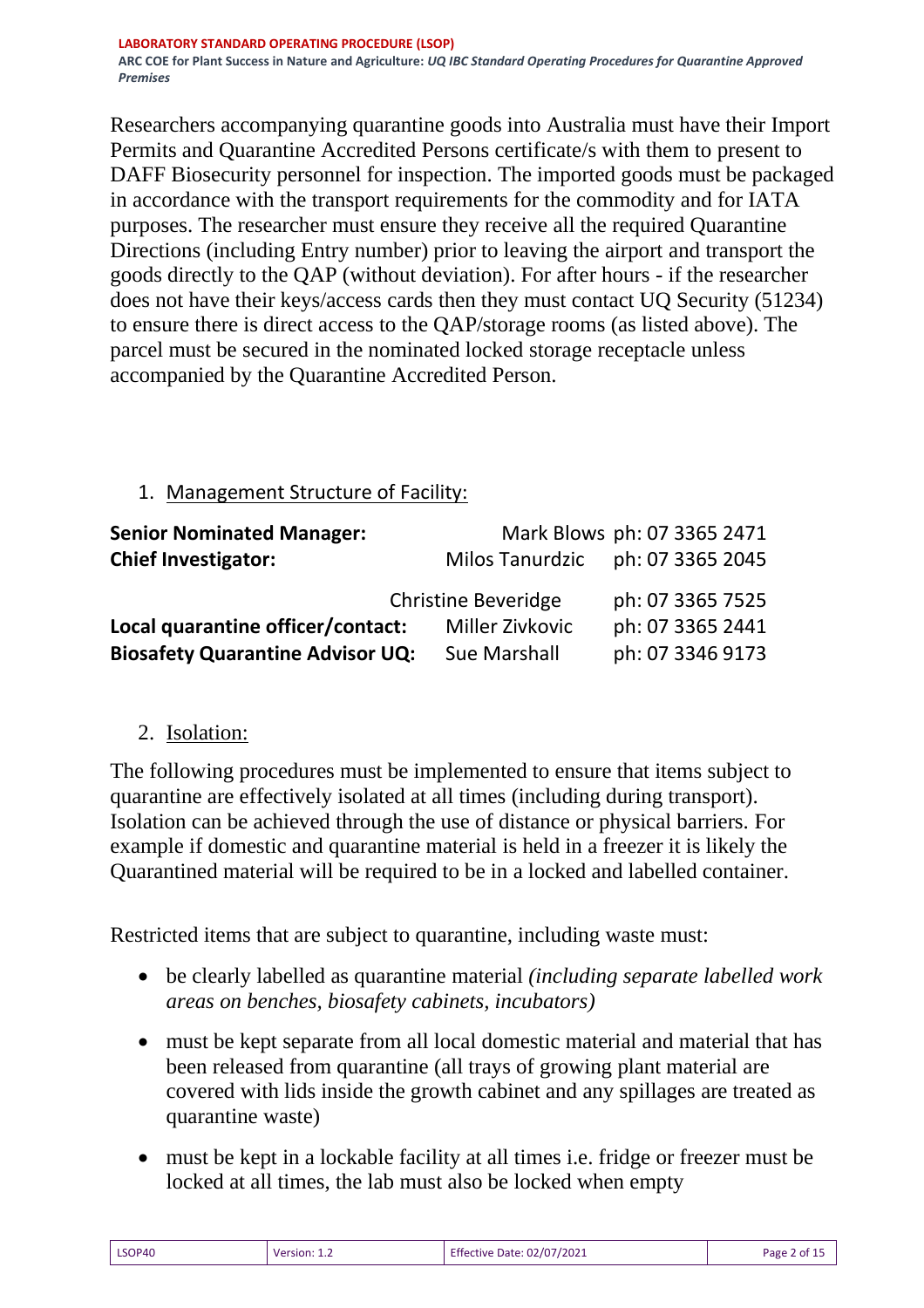Researchers accompanying quarantine goods into Australia must have their Import Permits and Quarantine Accredited Persons certificate/s with them to present to DAFF Biosecurity personnel for inspection. The imported goods must be packaged in accordance with the transport requirements for the commodity and for IATA purposes. The researcher must ensure they receive all the required Quarantine Directions (including Entry number) prior to leaving the airport and transport the goods directly to the QAP (without deviation). For after hours - if the researcher does not have their keys/access cards then they must contact UQ Security (51234) to ensure there is direct access to the QAP/storage rooms (as listed above). The parcel must be secured in the nominated locked storage receptacle unless accompanied by the Quarantine Accredited Person.

1. Management Structure of Facility:

| | | |
|---|---|---|
| **Senior Nominated Manager:** | Mark Blows | ph: 07 3365 2471 |
| **Chief Investigator:** | Milos Tanurdzic | ph: 07 3365 2045 |
| | Christine Beveridge | ph: 07 3365 7525 |
| **Local quarantine officer/contact:** | Miller Zivkovic | ph: 07 3365 2441 |
| **Biosafety Quarantine Advisor UQ:** | Sue Marshall | ph: 07 3346 9173 |

2. Isolation:

The following procedures must be implemented to ensure that items subject to quarantine are effectively isolated at all times (including during transport). Isolation can be achieved through the use of distance or physical barriers. For example if domestic and quarantine material is held in a freezer it is likely the Quarantined material will be required to be in a locked and labelled container.

Restricted items that are subject to quarantine, including waste must:

- be clearly labelled as quarantine material *(including separate labelled work areas on benches, biosafety cabinets, incubators)*
- must be kept separate from all local domestic material and material that has been released from quarantine (all trays of growing plant material are covered with lids inside the growth cabinet and any spillages are treated as quarantine waste)
- must be kept in a lockable facility at all times i.e. fridge or freezer must be locked at all times, the lab must also be locked when empty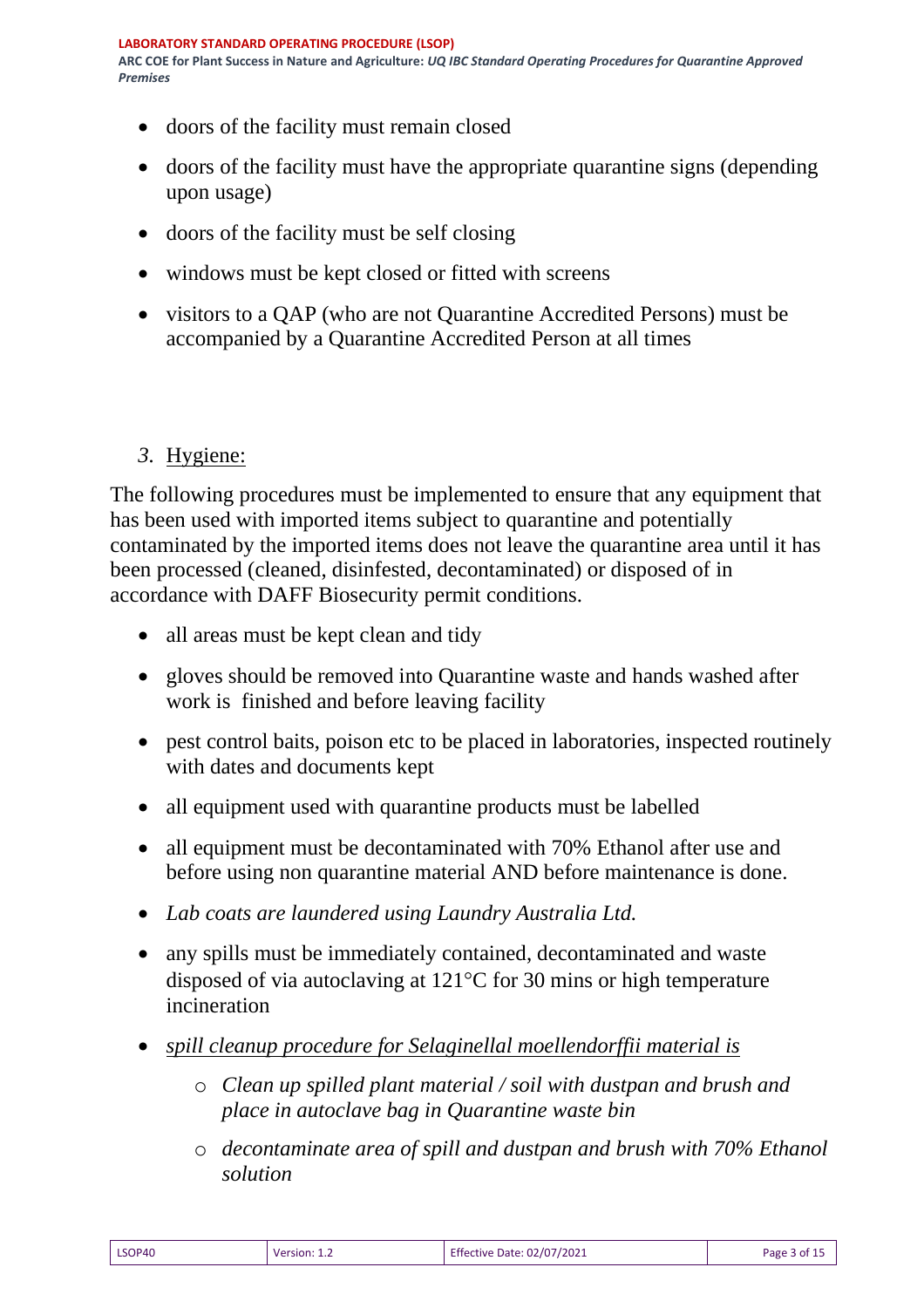- doors of the facility must remain closed
- doors of the facility must have the appropriate quarantine signs (depending upon usage)
- doors of the facility must be self closing
- windows must be kept closed or fitted with screens
- visitors to a QAP (who are not Quarantine Accredited Persons) must be accompanied by a Quarantine Accredited Person at all times

## *3.* Hygiene:

The following procedures must be implemented to ensure that any equipment that has been used with imported items subject to quarantine and potentially contaminated by the imported items does not leave the quarantine area until it has been processed (cleaned, disinfested, decontaminated) or disposed of in accordance with DAFF Biosecurity permit conditions.

- all areas must be kept clean and tidy
- gloves should be removed into Quarantine waste and hands washed after work is finished and before leaving facility
- pest control baits, poison etc to be placed in laboratories, inspected routinely with dates and documents kept
- all equipment used with quarantine products must be labelled
- all equipment must be decontaminated with 70% Ethanol after use and before using non quarantine material AND before maintenance is done.
- *Lab coats are laundered using Laundry Australia Ltd.*
- any spills must be immediately contained, decontaminated and waste disposed of via autoclaving at 121°C for 30 mins or high temperature incineration
- *spill cleanup procedure for Selaginellal moellendorffii material is*
    - *Clean up spilled plant material / soil with dustpan and brush and place in autoclave bag in Quarantine waste bin*
    - *decontaminate area of spill and dustpan and brush with 70% Ethanol solution*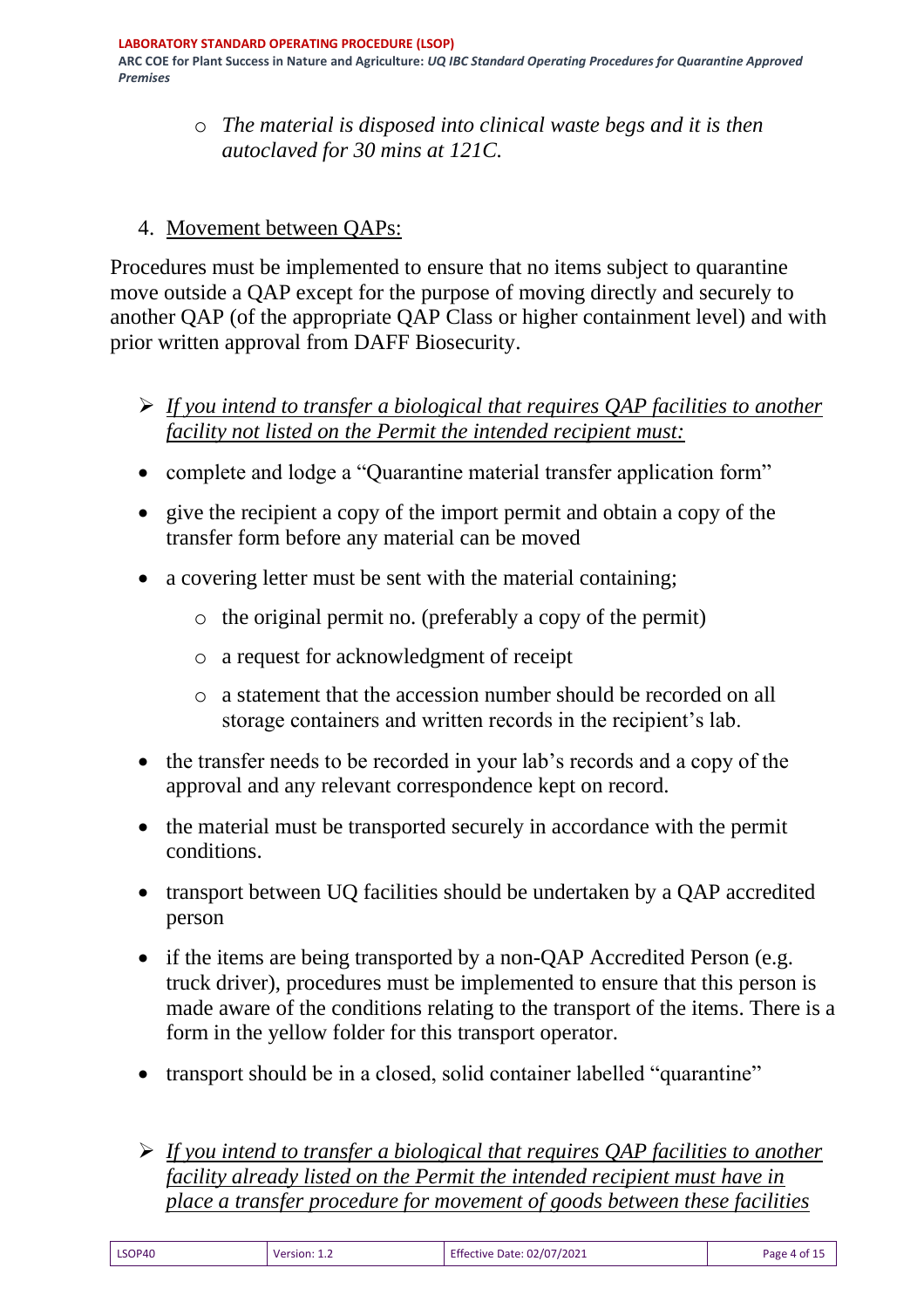- *The material is disposed into clinical waste begs and it is then autoclaved for 30 mins at 121C.*

4. <u>Movement between QAPs:</u>

Procedures must be implemented to ensure that no items subject to quarantine move outside a QAP except for the purpose of moving directly and securely to another QAP (of the appropriate QAP Class or higher containment level) and with prior written approval from DAFF Biosecurity.

➢ <u>*If you intend to transfer a biological that requires QAP facilities to another facility not listed on the Permit the intended recipient must:*</u>

- complete and lodge a "Quarantine material transfer application form"
- give the recipient a copy of the import permit and obtain a copy of the transfer form before any material can be moved
- a covering letter must be sent with the material containing;
  - the original permit no. (preferably a copy of the permit)
  - a request for acknowledgment of receipt
  - a statement that the accession number should be recorded on all storage containers and written records in the recipient's lab.
- the transfer needs to be recorded in your lab's records and a copy of the approval and any relevant correspondence kept on record.
- the material must be transported securely in accordance with the permit conditions.
- transport between UQ facilities should be undertaken by a QAP accredited person
- if the items are being transported by a non-QAP Accredited Person (e.g. truck driver), procedures must be implemented to ensure that this person is made aware of the conditions relating to the transport of the items. There is a form in the yellow folder for this transport operator.
- transport should be in a closed, solid container labelled "quarantine"

➢ <u>*If you intend to transfer a biological that requires QAP facilities to another facility already listed on the Permit the intended recipient must have in place a transfer procedure for movement of goods between these facilities*</u>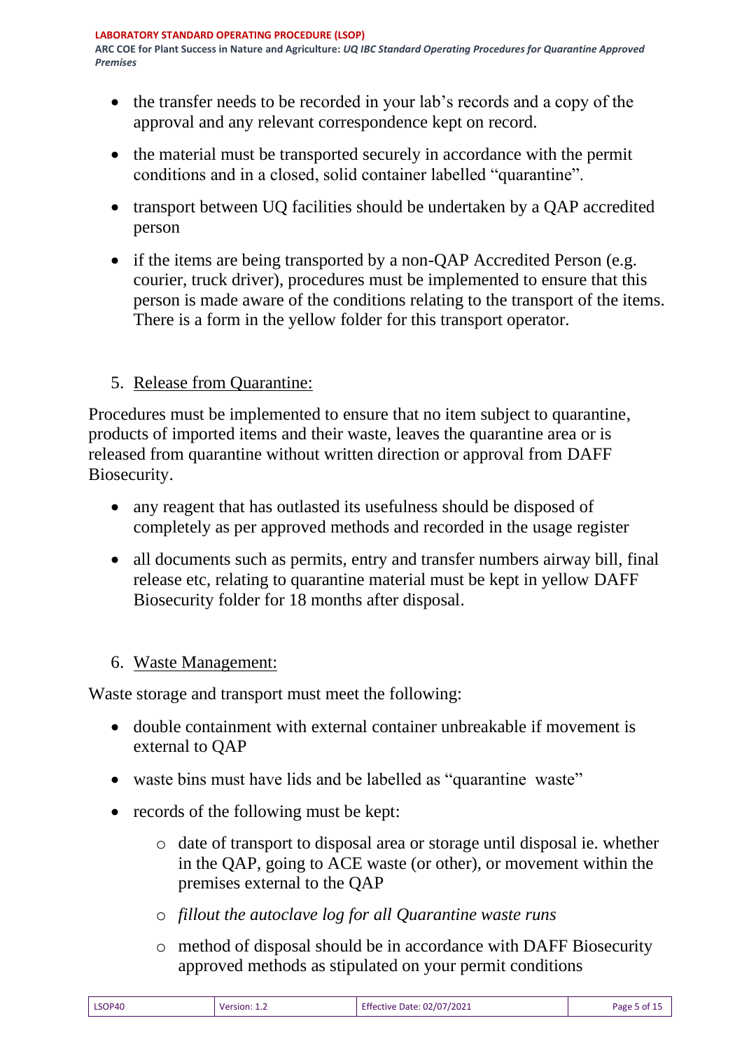- the transfer needs to be recorded in your lab's records and a copy of the approval and any relevant correspondence kept on record.
- the material must be transported securely in accordance with the permit conditions and in a closed, solid container labelled "quarantine".
- transport between UQ facilities should be undertaken by a QAP accredited person
- if the items are being transported by a non-QAP Accredited Person (e.g. courier, truck driver), procedures must be implemented to ensure that this person is made aware of the conditions relating to the transport of the items. There is a form in the yellow folder for this transport operator.

5. <u>Release from Quarantine:</u>

Procedures must be implemented to ensure that no item subject to quarantine, products of imported items and their waste, leaves the quarantine area or is released from quarantine without written direction or approval from DAFF Biosecurity.

- any reagent that has outlasted its usefulness should be disposed of completely as per approved methods and recorded in the usage register
- all documents such as permits, entry and transfer numbers airway bill, final release etc, relating to quarantine material must be kept in yellow DAFF Biosecurity folder for 18 months after disposal.

6. <u>Waste Management:</u>

Waste storage and transport must meet the following:

- double containment with external container unbreakable if movement is external to QAP
- waste bins must have lids and be labelled as "quarantine waste"
- records of the following must be kept:
    - date of transport to disposal area or storage until disposal ie. whether in the QAP, going to ACE waste (or other), or movement within the premises external to the QAP
    - *fillout the autoclave log for all Quarantine waste runs*
    - method of disposal should be in accordance with DAFF Biosecurity approved methods as stipulated on your permit conditions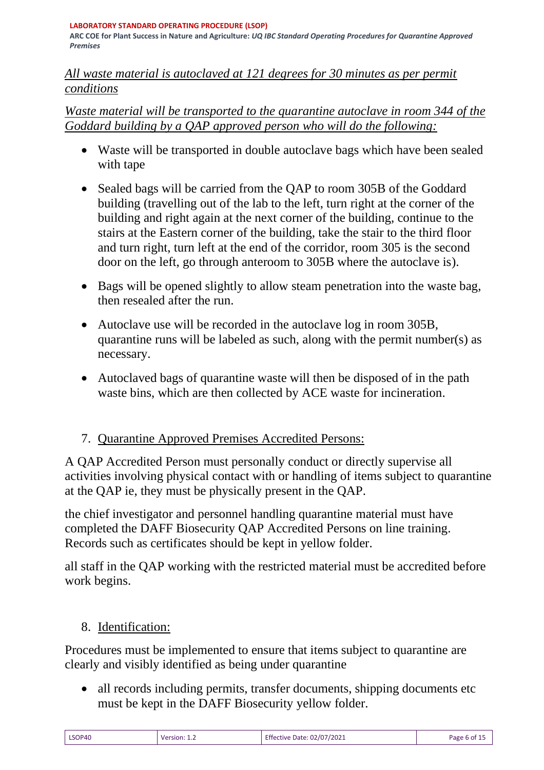*All waste material is autoclaved at 121 degrees for 30 minutes as per permit conditions*

*Waste material will be transported to the quarantine autoclave in room 344 of the Goddard building by a QAP approved person who will do the following:*

- Waste will be transported in double autoclave bags which have been sealed with tape
- Sealed bags will be carried from the QAP to room 305B of the Goddard building (travelling out of the lab to the left, turn right at the corner of the building and right again at the next corner of the building, continue to the stairs at the Eastern corner of the building, take the stair to the third floor and turn right, turn left at the end of the corridor, room 305 is the second door on the left, go through anteroom to 305B where the autoclave is).
- Bags will be opened slightly to allow steam penetration into the waste bag, then resealed after the run.
- Autoclave use will be recorded in the autoclave log in room 305B, quarantine runs will be labeled as such, along with the permit number(s) as necessary.
- Autoclaved bags of quarantine waste will then be disposed of in the path waste bins, which are then collected by ACE waste for incineration.

## 7. Quarantine Approved Premises Accredited Persons:

A QAP Accredited Person must personally conduct or directly supervise all activities involving physical contact with or handling of items subject to quarantine at the QAP ie, they must be physically present in the QAP.

the chief investigator and personnel handling quarantine material must have completed the DAFF Biosecurity QAP Accredited Persons on line training. Records such as certificates should be kept in yellow folder.

all staff in the QAP working with the restricted material must be accredited before work begins.

## 8. Identification:

Procedures must be implemented to ensure that items subject to quarantine are clearly and visibly identified as being under quarantine

- all records including permits, transfer documents, shipping documents etc must be kept in the DAFF Biosecurity yellow folder.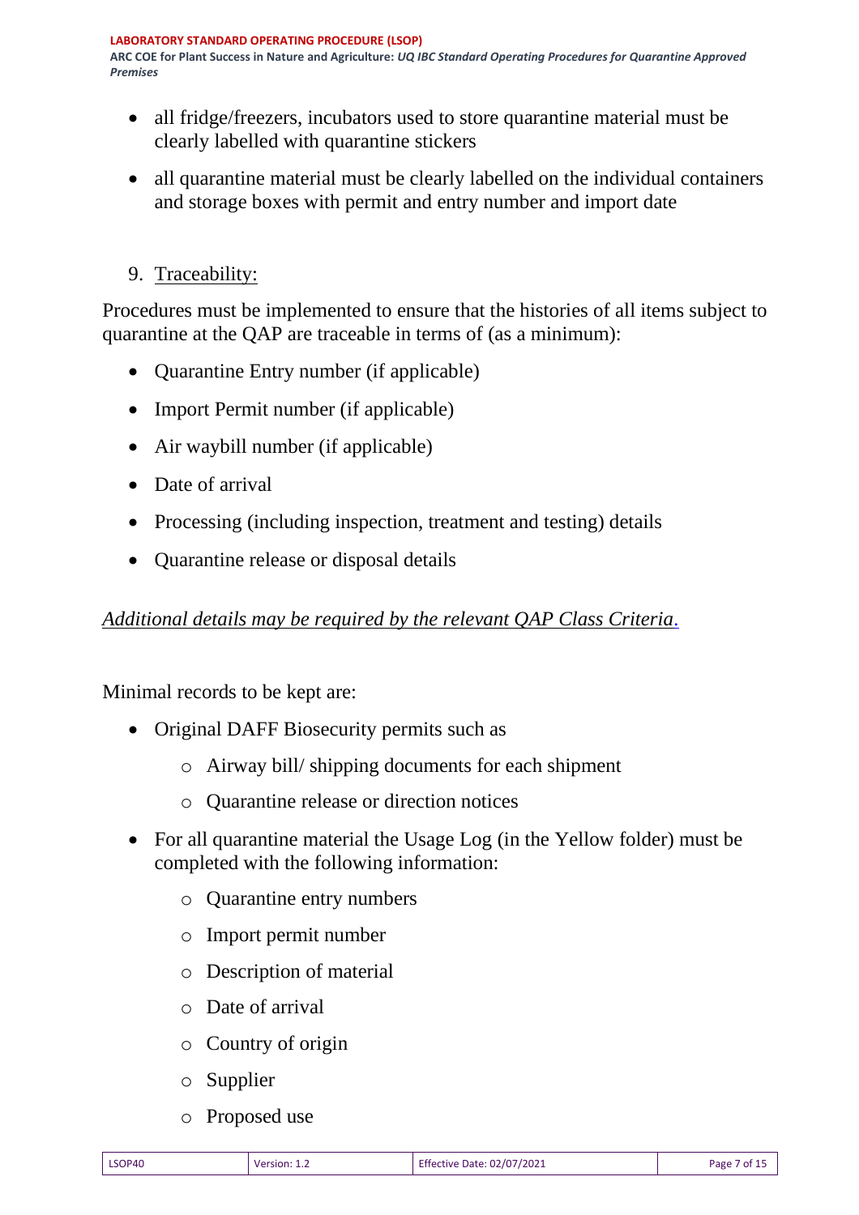- all fridge/freezers, incubators used to store quarantine material must be clearly labelled with quarantine stickers
- all quarantine material must be clearly labelled on the individual containers and storage boxes with permit and entry number and import date

9. Traceability:

Procedures must be implemented to ensure that the histories of all items subject to quarantine at the QAP are traceable in terms of (as a minimum):

- Quarantine Entry number (if applicable)
- Import Permit number (if applicable)
- Air waybill number (if applicable)
- Date of arrival
- Processing (including inspection, treatment and testing) details
- Quarantine release or disposal details

*Additional details may be required by the relevant QAP Class Criteria.*

Minimal records to be kept are:

- Original DAFF Biosecurity permits such as
  - Airway bill/ shipping documents for each shipment
  - Quarantine release or direction notices
- For all quarantine material the Usage Log (in the Yellow folder) must be completed with the following information:
  - Quarantine entry numbers
  - Import permit number
  - Description of material
  - Date of arrival
  - Country of origin
  - Supplier
  - Proposed use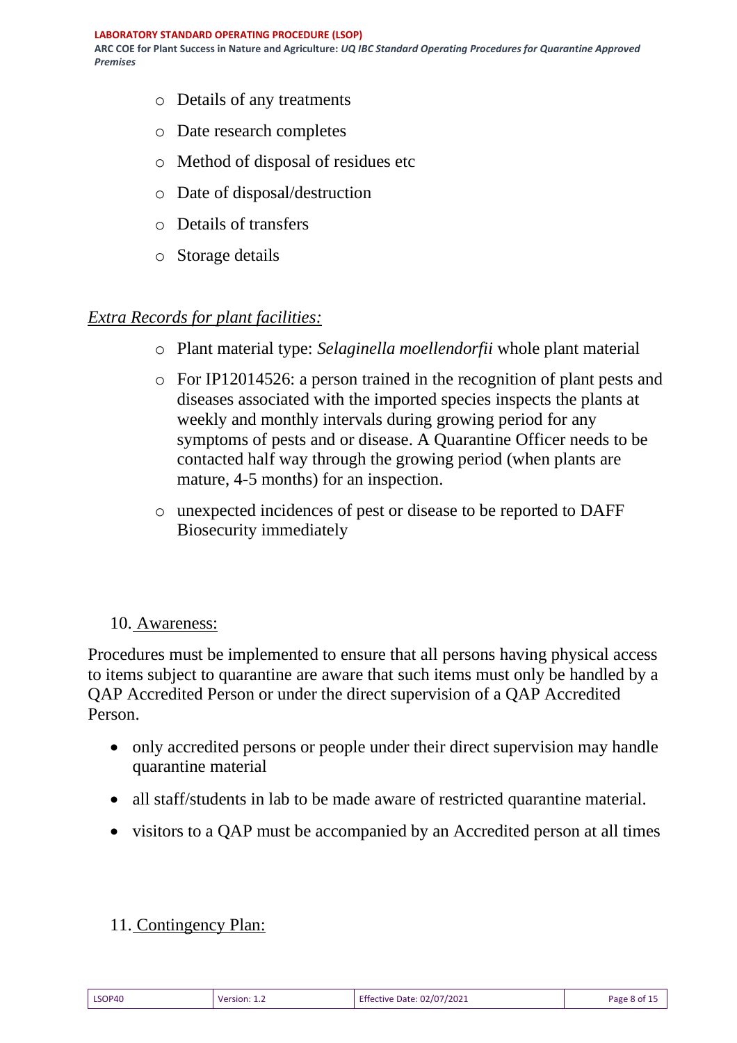- Details of any treatments
- Date research completes
- Method of disposal of residues etc
- Date of disposal/destruction
- Details of transfers
- Storage details

*Extra Records for plant facilities:*

- Plant material type: *Selaginella moellendorfii* whole plant material
- For IP12014526: a person trained in the recognition of plant pests and diseases associated with the imported species inspects the plants at weekly and monthly intervals during growing period for any symptoms of pests and or disease. A Quarantine Officer needs to be contacted half way through the growing period (when plants are mature, 4-5 months) for an inspection.
- unexpected incidences of pest or disease to be reported to DAFF Biosecurity immediately

## 10. Awareness:

Procedures must be implemented to ensure that all persons having physical access to items subject to quarantine are aware that such items must only be handled by a QAP Accredited Person or under the direct supervision of a QAP Accredited Person.

- only accredited persons or people under their direct supervision may handle quarantine material
- all staff/students in lab to be made aware of restricted quarantine material.
- visitors to a QAP must be accompanied by an Accredited person at all times

## 11. Contingency Plan: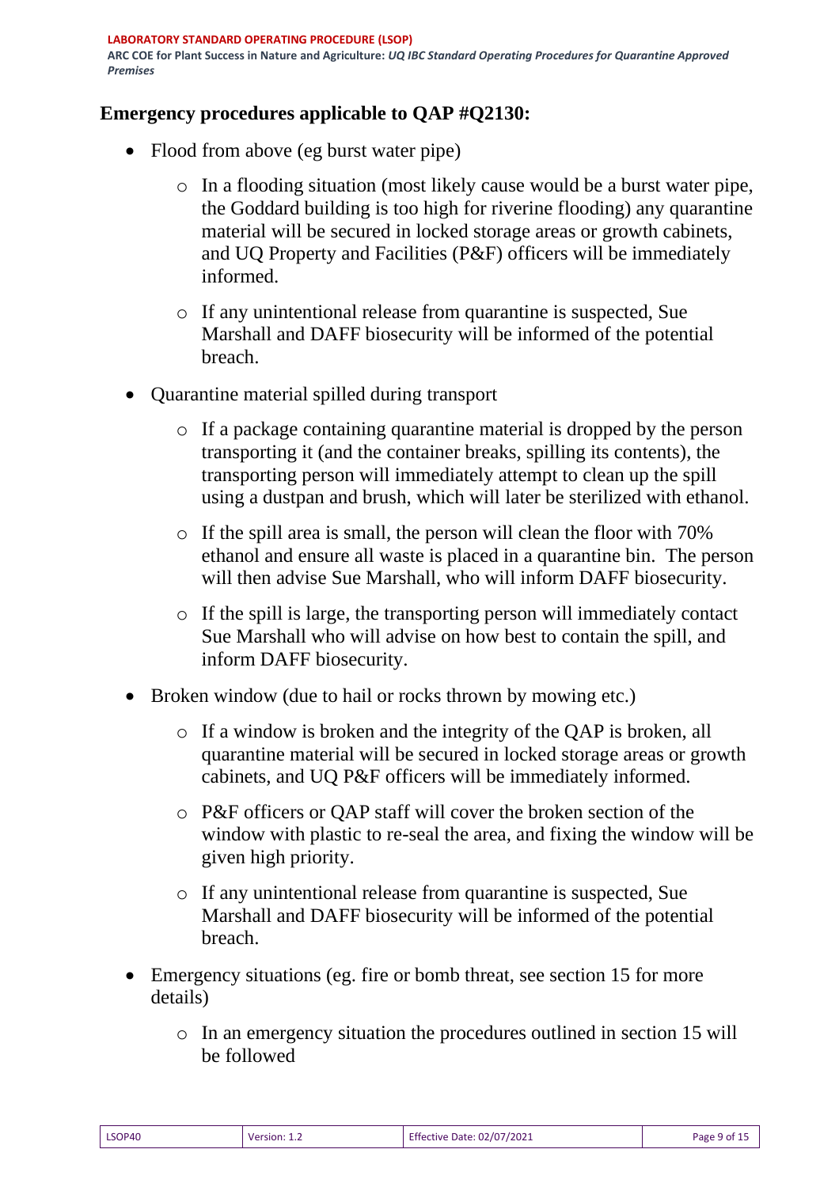## Emergency procedures applicable to QAP #Q2130:

- Flood from above (eg burst water pipe)
  - In a flooding situation (most likely cause would be a burst water pipe, the Goddard building is too high for riverine flooding) any quarantine material will be secured in locked storage areas or growth cabinets, and UQ Property and Facilities (P&F) officers will be immediately informed.
  - If any unintentional release from quarantine is suspected, Sue Marshall and DAFF biosecurity will be informed of the potential breach.
- Quarantine material spilled during transport
  - If a package containing quarantine material is dropped by the person transporting it (and the container breaks, spilling its contents), the transporting person will immediately attempt to clean up the spill using a dustpan and brush, which will later be sterilized with ethanol.
  - If the spill area is small, the person will clean the floor with 70% ethanol and ensure all waste is placed in a quarantine bin. The person will then advise Sue Marshall, who will inform DAFF biosecurity.
  - If the spill is large, the transporting person will immediately contact Sue Marshall who will advise on how best to contain the spill, and inform DAFF biosecurity.
- Broken window (due to hail or rocks thrown by mowing etc.)
  - If a window is broken and the integrity of the QAP is broken, all quarantine material will be secured in locked storage areas or growth cabinets, and UQ P&F officers will be immediately informed.
  - P&F officers or QAP staff will cover the broken section of the window with plastic to re-seal the area, and fixing the window will be given high priority.
  - If any unintentional release from quarantine is suspected, Sue Marshall and DAFF biosecurity will be informed of the potential breach.
- Emergency situations (eg. fire or bomb threat, see section 15 for more details)
  - In an emergency situation the procedures outlined in section 15 will be followed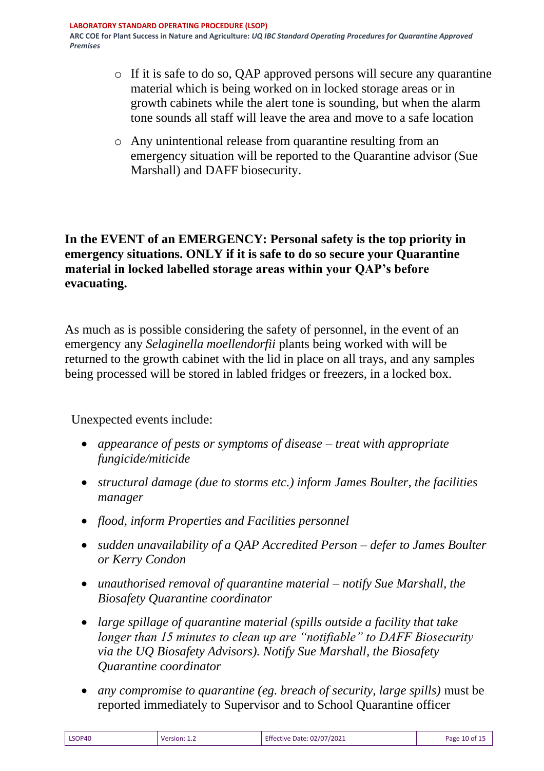- If it is safe to do so, QAP approved persons will secure any quarantine material which is being worked on in locked storage areas or in growth cabinets while the alert tone is sounding, but when the alarm tone sounds all staff will leave the area and move to a safe location

- Any unintentional release from quarantine resulting from an emergency situation will be reported to the Quarantine advisor (Sue Marshall) and DAFF biosecurity.

**In the EVENT of an EMERGENCY: Personal safety is the top priority in emergency situations. ONLY if it is safe to do so secure your Quarantine material in locked labelled storage areas within your QAP's before evacuating.**

As much as is possible considering the safety of personnel, in the event of an emergency any *Selaginella moellendorfii* plants being worked with will be returned to the growth cabinet with the lid in place on all trays, and any samples being processed will be stored in labled fridges or freezers, in a locked box.

Unexpected events include:

- *appearance of pests or symptoms of disease – treat with appropriate fungicide/miticide*
- *structural damage (due to storms etc.) inform James Boulter, the facilities manager*
- *flood, inform Properties and Facilities personnel*
- *sudden unavailability of a QAP Accredited Person – defer to James Boulter or Kerry Condon*
- *unauthorised removal of quarantine material – notify Sue Marshall, the Biosafety Quarantine coordinator*
- *large spillage of quarantine material (spills outside a facility that take longer than 15 minutes to clean up are "notifiable" to DAFF Biosecurity via the UQ Biosafety Advisors). Notify Sue Marshall, the Biosafety Quarantine coordinator*
- *any compromise to quarantine (eg. breach of security, large spills)* must be reported immediately to Supervisor and to School Quarantine officer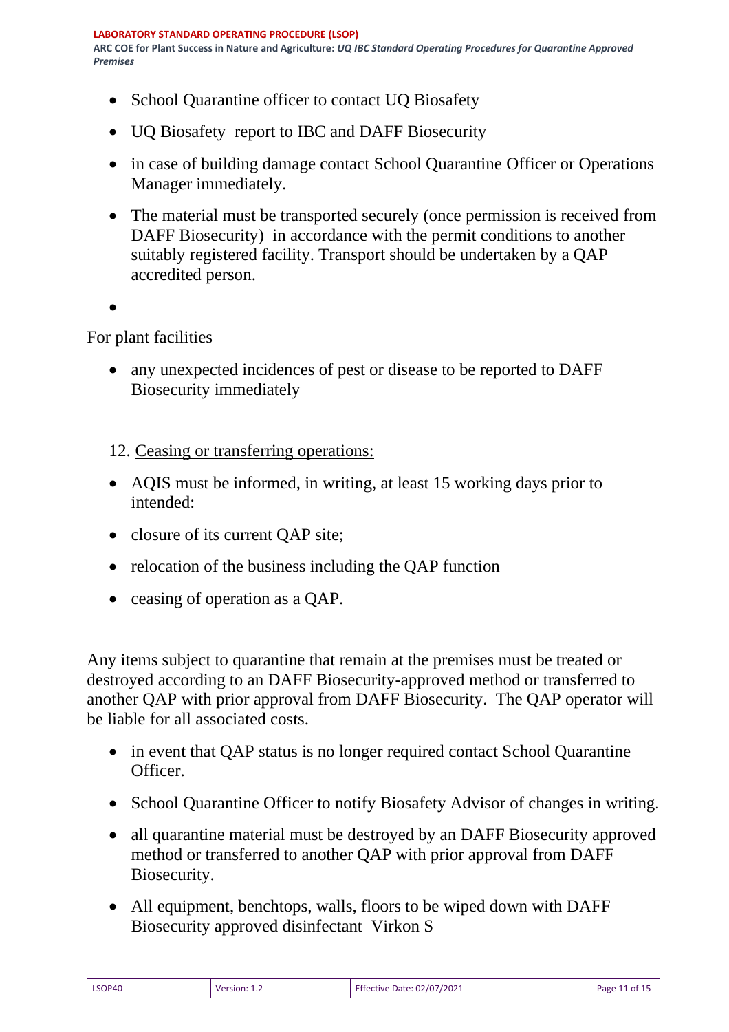- School Quarantine officer to contact UQ Biosafety
- UQ Biosafety report to IBC and DAFF Biosecurity
- in case of building damage contact School Quarantine Officer or Operations Manager immediately.
- The material must be transported securely (once permission is received from DAFF Biosecurity) in accordance with the permit conditions to another suitably registered facility. Transport should be undertaken by a QAP accredited person.

For plant facilities

- any unexpected incidences of pest or disease to be reported to DAFF Biosecurity immediately

12. <u>Ceasing or transferring operations:</u>

- AQIS must be informed, in writing, at least 15 working days prior to intended:
- closure of its current QAP site;
- relocation of the business including the QAP function
- ceasing of operation as a QAP.

Any items subject to quarantine that remain at the premises must be treated or destroyed according to an DAFF Biosecurity-approved method or transferred to another QAP with prior approval from DAFF Biosecurity. The QAP operator will be liable for all associated costs.

- in event that QAP status is no longer required contact School Quarantine Officer.
- School Quarantine Officer to notify Biosafety Advisor of changes in writing.
- all quarantine material must be destroyed by an DAFF Biosecurity approved method or transferred to another QAP with prior approval from DAFF Biosecurity.
- All equipment, benchtops, walls, floors to be wiped down with DAFF Biosecurity approved disinfectant Virkon S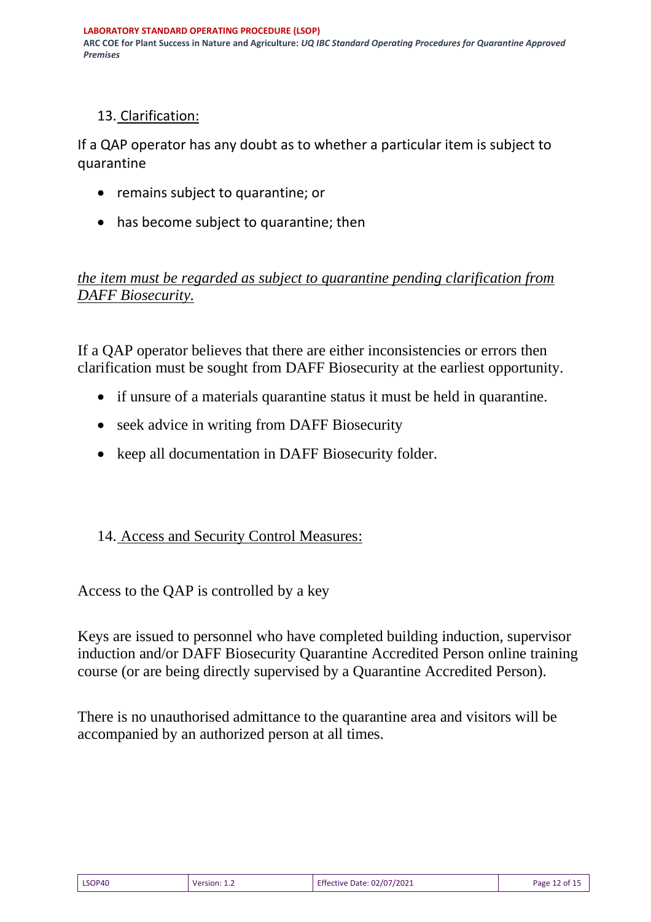## 13. Clarification:

If a QAP operator has any doubt as to whether a particular item is subject to quarantine

- remains subject to quarantine; or
- has become subject to quarantine; then

*the item must be regarded as subject to quarantine pending clarification from DAFF Biosecurity.*

If a QAP operator believes that there are either inconsistencies or errors then clarification must be sought from DAFF Biosecurity at the earliest opportunity.

- if unsure of a materials quarantine status it must be held in quarantine.
- seek advice in writing from DAFF Biosecurity
- keep all documentation in DAFF Biosecurity folder.

## 14. Access and Security Control Measures:

Access to the QAP is controlled by a key

Keys are issued to personnel who have completed building induction, supervisor induction and/or DAFF Biosecurity Quarantine Accredited Person online training course (or are being directly supervised by a Quarantine Accredited Person).

There is no unauthorised admittance to the quarantine area and visitors will be accompanied by an authorized person at all times.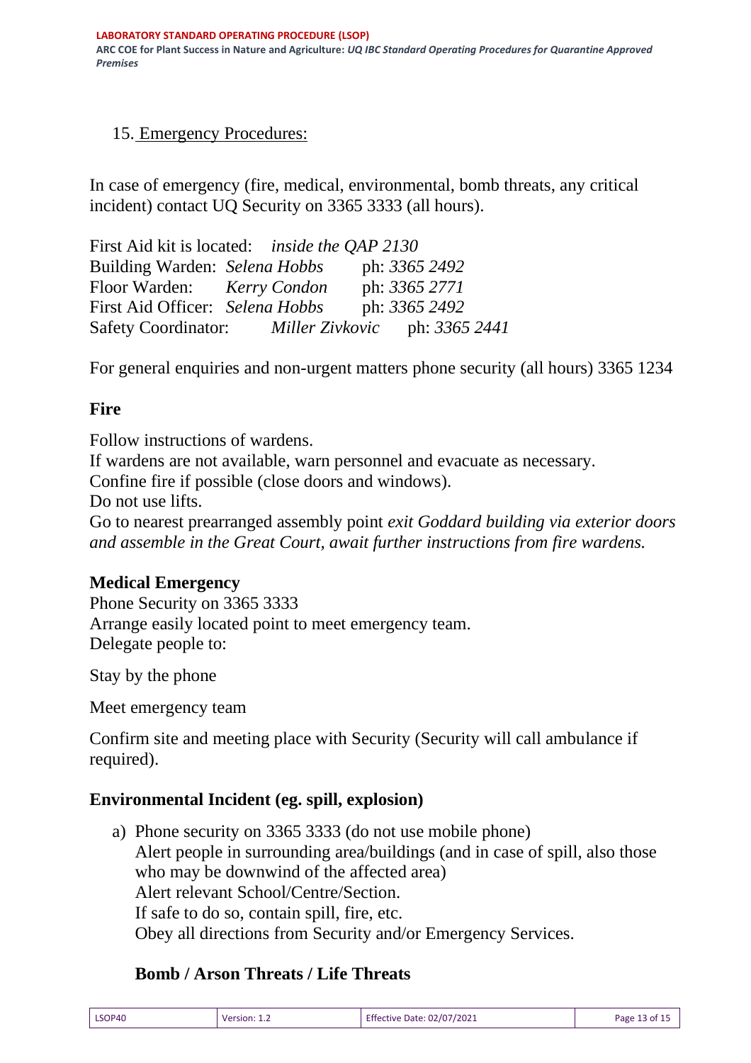## 15. Emergency Procedures:

In case of emergency (fire, medical, environmental, bomb threats, any critical incident) contact UQ Security on 3365 3333 (all hours).

First Aid kit is located: *inside the QAP 2130*
Building Warden: *Selena Hobbs* ph: *3365 2492*
Floor Warden: *Kerry Condon* ph: *3365 2771*
First Aid Officer: *Selena Hobbs* ph: *3365 2492*
Safety Coordinator: *Miller Zivkovic* ph: *3365 2441*

For general enquiries and non-urgent matters phone security (all hours) 3365 1234

### Fire

Follow instructions of wardens.
If wardens are not available, warn personnel and evacuate as necessary.
Confine fire if possible (close doors and windows).
Do not use lifts.
Go to nearest prearranged assembly point *exit Goddard building via exterior doors and assemble in the Great Court, await further instructions from fire wardens.*

### Medical Emergency

Phone Security on 3365 3333
Arrange easily located point to meet emergency team.
Delegate people to:

Stay by the phone

Meet emergency team

Confirm site and meeting place with Security (Security will call ambulance if required).

### Environmental Incident (eg. spill, explosion)

a) Phone security on 3365 3333 (do not use mobile phone)
Alert people in surrounding area/buildings (and in case of spill, also those who may be downwind of the affected area)
Alert relevant School/Centre/Section.
If safe to do so, contain spill, fire, etc.
Obey all directions from Security and/or Emergency Services.

### Bomb / Arson Threats / Life Threats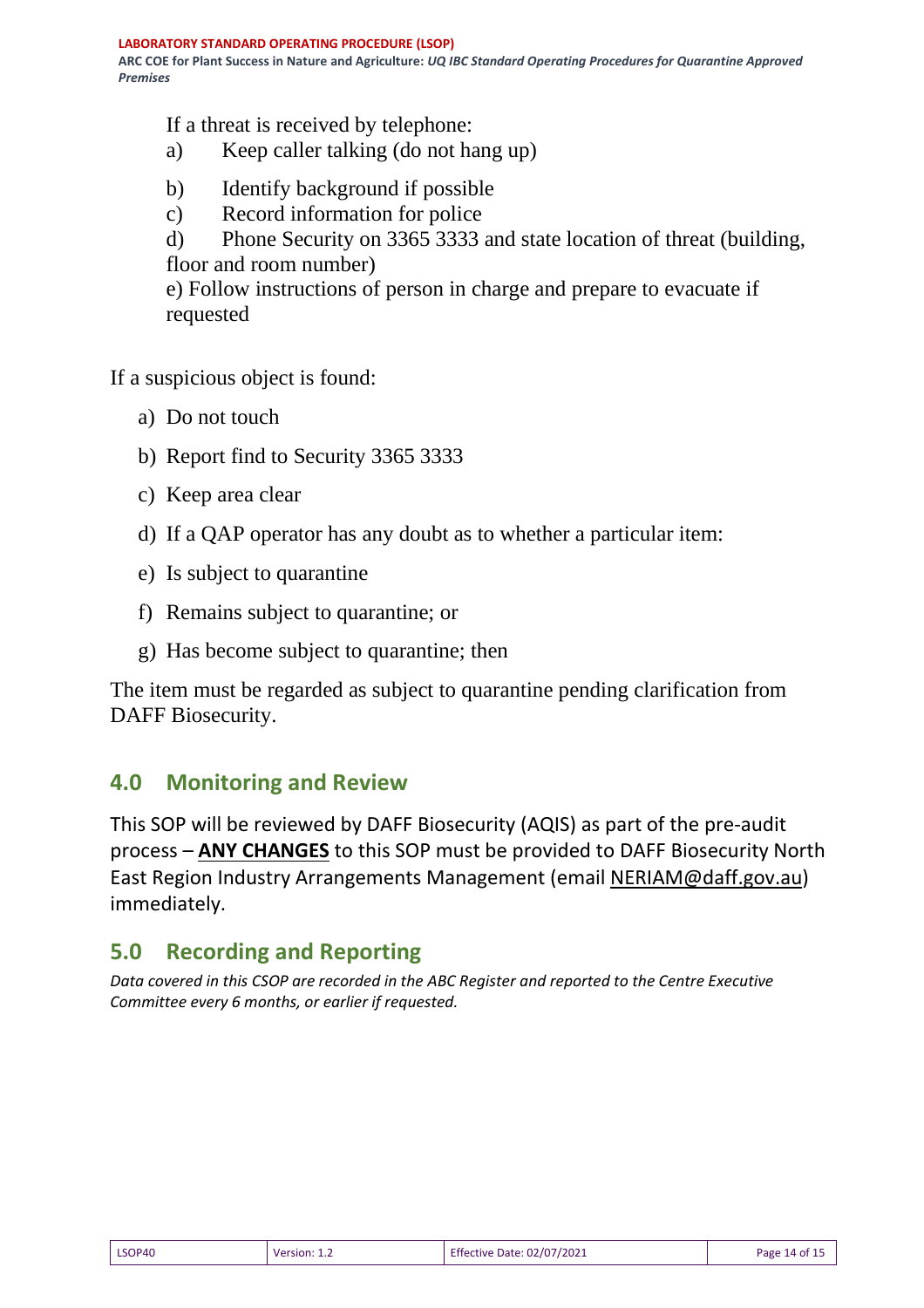If a threat is received by telephone:

a) Keep caller talking (do not hang up)

b) Identify background if possible

c) Record information for police

d) Phone Security on 3365 3333 and state location of threat (building, floor and room number)

e) Follow instructions of person in charge and prepare to evacuate if requested

If a suspicious object is found:

a) Do not touch
b) Report find to Security 3365 3333
c) Keep area clear
d) If a QAP operator has any doubt as to whether a particular item:
e) Is subject to quarantine
f) Remains subject to quarantine; or
g) Has become subject to quarantine; then

The item must be regarded as subject to quarantine pending clarification from DAFF Biosecurity.

## 4.0 Monitoring and Review

This SOP will be reviewed by DAFF Biosecurity (AQIS) as part of the pre-audit process – **ANY CHANGES** to this SOP must be provided to DAFF Biosecurity North East Region Industry Arrangements Management (email NERIAM@daff.gov.au) immediately.

## 5.0 Recording and Reporting

*Data covered in this CSOP are recorded in the ABC Register and reported to the Centre Executive Committee every 6 months, or earlier if requested.*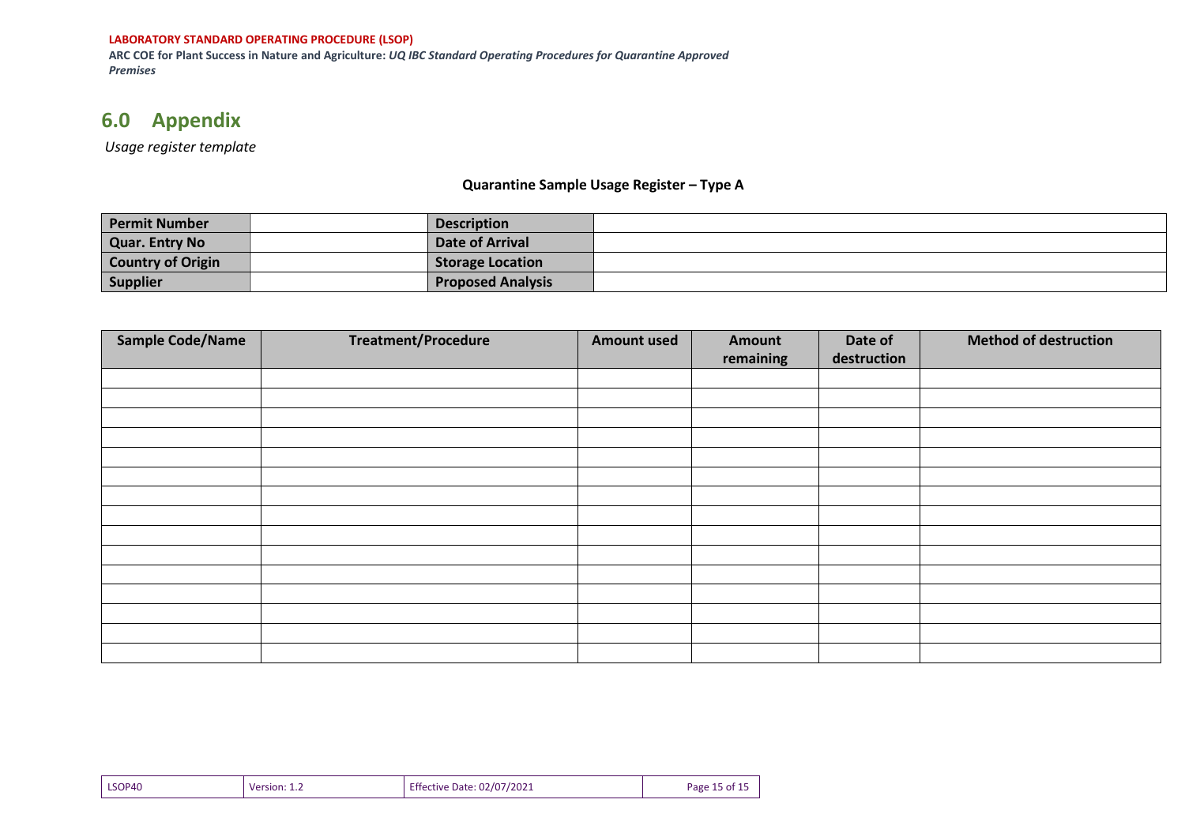## 6.0 Appendix

*Usage register template*

**Quarantine Sample Usage Register – Type A**

| | | | |
|---|---|---|---|
| **Permit Number** | | **Description** | |
| **Quar. Entry No** | | **Date of Arrival** | |
| **Country of Origin** | | **Storage Location** | |
| **Supplier** | | **Proposed Analysis** | |

| Sample Code/Name | Treatment/Procedure | Amount used | Amount remaining | Date of destruction | Method of destruction |
|---|---|---|---|---|---|
| | | | | | |
| | | | | | |
| | | | | | |
| | | | | | |
| | | | | | |
| | | | | | |
| | | | | | |
| | | | | | |
| | | | | | |
| | | | | | |
| | | | | | |
| | | | | | |
| | | | | | |
| | | | | | |
| | | | | | |